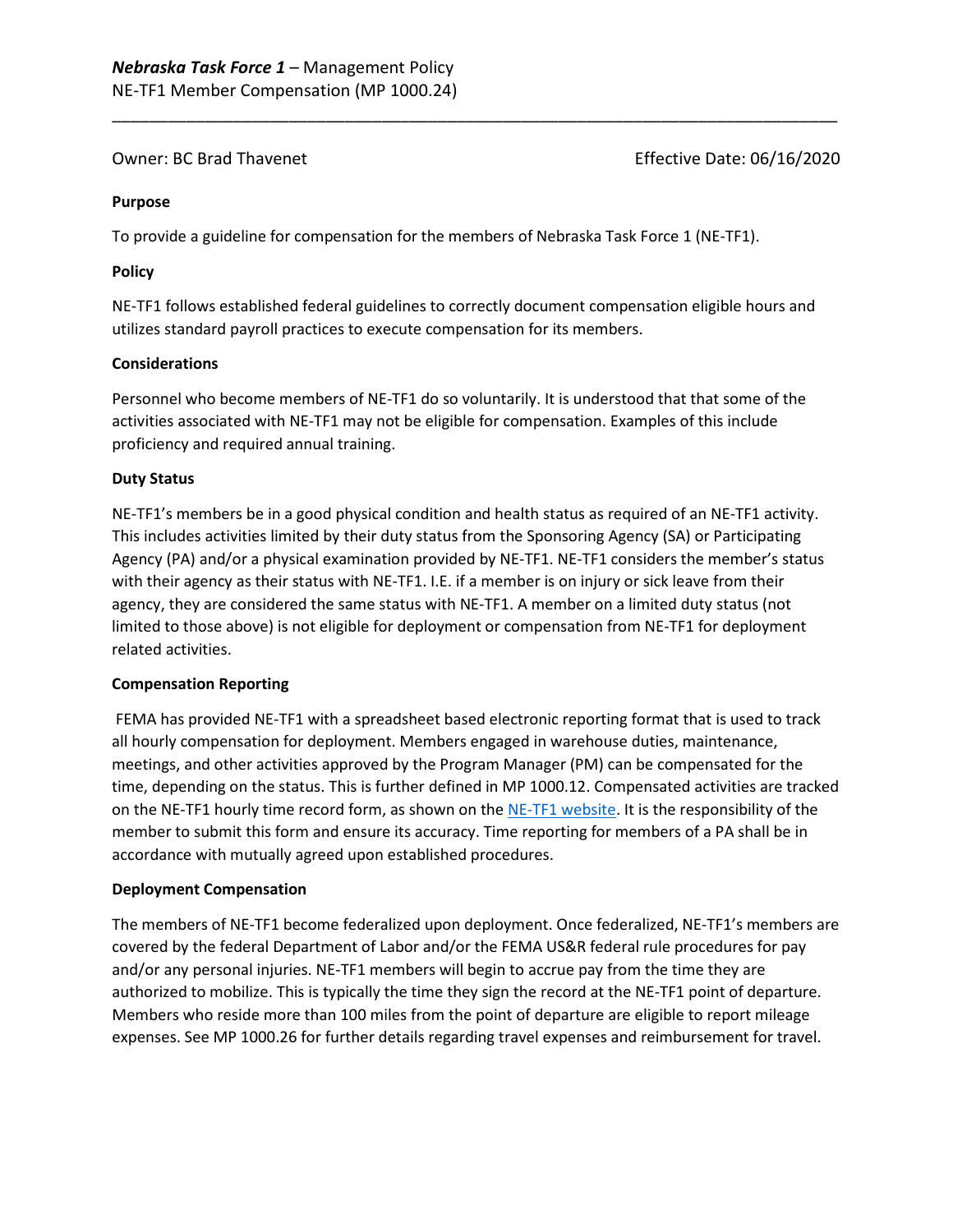***Nebraska Task Force 1*** – Management Policy
NE-TF1 Member Compensation (MP 1000.24)

Owner: BC Brad Thavenet

Effective Date: 06/16/2020

**Purpose**

To provide a guideline for compensation for the members of Nebraska Task Force 1 (NE-TF1).

**Policy**

NE-TF1 follows established federal guidelines to correctly document compensation eligible hours and utilizes standard payroll practices to execute compensation for its members.

**Considerations**

Personnel who become members of NE-TF1 do so voluntarily. It is understood that that some of the activities associated with NE-TF1 may not be eligible for compensation. Examples of this include proficiency and required annual training.

**Duty Status**

NE-TF1's members be in a good physical condition and health status as required of an NE-TF1 activity. This includes activities limited by their duty status from the Sponsoring Agency (SA) or Participating Agency (PA) and/or a physical examination provided by NE-TF1. NE-TF1 considers the member's status with their agency as their status with NE-TF1. I.E. if a member is on injury or sick leave from their agency, they are considered the same status with NE-TF1. A member on a limited duty status (not limited to those above) is not eligible for deployment or compensation from NE-TF1 for deployment related activities.

**Compensation Reporting**

FEMA has provided NE-TF1 with a spreadsheet based electronic reporting format that is used to track all hourly compensation for deployment. Members engaged in warehouse duties, maintenance, meetings, and other activities approved by the Program Manager (PM) can be compensated for the time, depending on the status. This is further defined in MP 1000.12. Compensated activities are tracked on the NE-TF1 hourly time record form, as shown on the NE-TF1 website. It is the responsibility of the member to submit this form and ensure its accuracy. Time reporting for members of a PA shall be in accordance with mutually agreed upon established procedures.

**Deployment Compensation**

The members of NE-TF1 become federalized upon deployment. Once federalized, NE-TF1's members are covered by the federal Department of Labor and/or the FEMA US&R federal rule procedures for pay and/or any personal injuries. NE-TF1 members will begin to accrue pay from the time they are authorized to mobilize. This is typically the time they sign the record at the NE-TF1 point of departure. Members who reside more than 100 miles from the point of departure are eligible to report mileage expenses. See MP 1000.26 for further details regarding travel expenses and reimbursement for travel.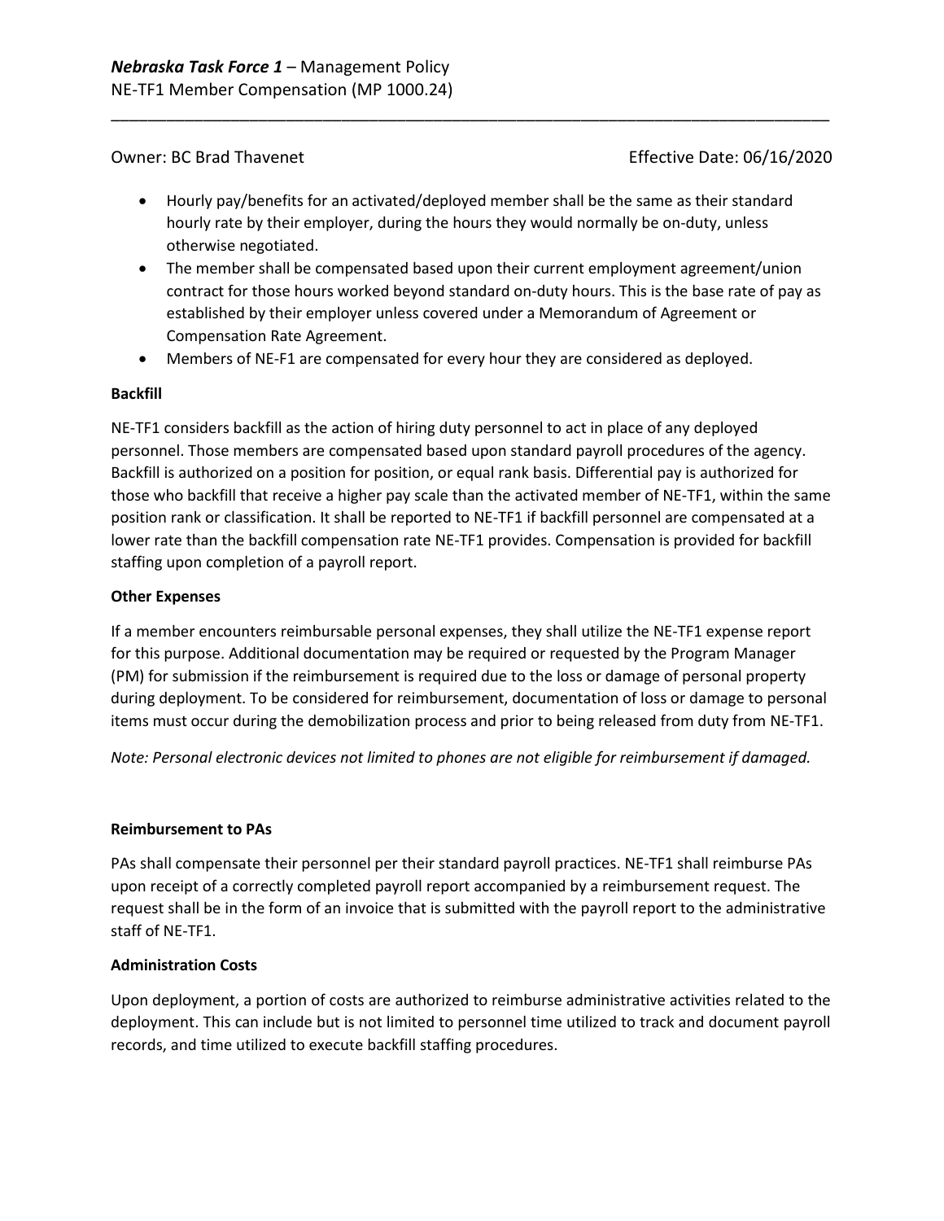- Hourly pay/benefits for an activated/deployed member shall be the same as their standard hourly rate by their employer, during the hours they would normally be on-duty, unless otherwise negotiated.
- The member shall be compensated based upon their current employment agreement/union contract for those hours worked beyond standard on-duty hours. This is the base rate of pay as established by their employer unless covered under a Memorandum of Agreement or Compensation Rate Agreement.
- Members of NE-F1 are compensated for every hour they are considered as deployed.

**Backfill**

NE-TF1 considers backfill as the action of hiring duty personnel to act in place of any deployed personnel. Those members are compensated based upon standard payroll procedures of the agency. Backfill is authorized on a position for position, or equal rank basis. Differential pay is authorized for those who backfill that receive a higher pay scale than the activated member of NE-TF1, within the same position rank or classification. It shall be reported to NE-TF1 if backfill personnel are compensated at a lower rate than the backfill compensation rate NE-TF1 provides. Compensation is provided for backfill staffing upon completion of a payroll report.

**Other Expenses**

If a member encounters reimbursable personal expenses, they shall utilize the NE-TF1 expense report for this purpose. Additional documentation may be required or requested by the Program Manager (PM) for submission if the reimbursement is required due to the loss or damage of personal property during deployment. To be considered for reimbursement, documentation of loss or damage to personal items must occur during the demobilization process and prior to being released from duty from NE-TF1.

*Note: Personal electronic devices not limited to phones are not eligible for reimbursement if damaged.*

**Reimbursement to PAs**

PAs shall compensate their personnel per their standard payroll practices. NE-TF1 shall reimburse PAs upon receipt of a correctly completed payroll report accompanied by a reimbursement request. The request shall be in the form of an invoice that is submitted with the payroll report to the administrative staff of NE-TF1.

**Administration Costs**

Upon deployment, a portion of costs are authorized to reimburse administrative activities related to the deployment. This can include but is not limited to personnel time utilized to track and document payroll records, and time utilized to execute backfill staffing procedures.